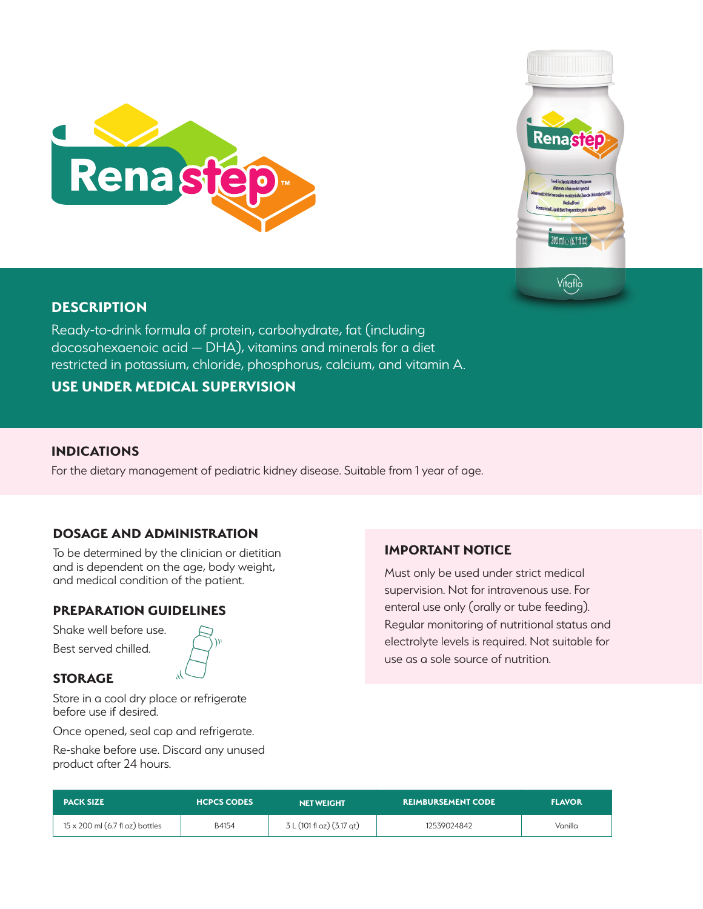# Renastep™

## DESCRIPTION

Ready-to-drink formula of protein, carbohydrate, fat (including docosahexaenoic acid — DHA), vitamins and minerals for a diet restricted in potassium, chloride, phosphorus, calcium, and vitamin A.

**USE UNDER MEDICAL SUPERVISION**

## INDICATIONS

For the dietary management of pediatric kidney disease. Suitable from 1 year of age.

## DOSAGE AND ADMINISTRATION

To be determined by the clinician or dietitian and is dependent on the age, body weight, and medical condition of the patient.

## PREPARATION GUIDELINES

Shake well before use.

Best served chilled.

## STORAGE

Store in a cool dry place or refrigerate before use if desired.

Once opened, seal cap and refrigerate.

Re-shake before use. Discard any unused product after 24 hours.

## IMPORTANT NOTICE

Must only be used under strict medical supervision. Not for intravenous use. For enteral use only (orally or tube feeding). Regular monitoring of nutritional status and electrolyte levels is required. Not suitable for use as a sole source of nutrition.

| PACK SIZE | HCPCS CODES | NET WEIGHT | REIMBURSEMENT CODE | FLAVOR |
|---|---|---|---|---|
| 15 x 200 ml (6.7 fl oz) bottles | B4154 | 3 L (101 fl oz) (3.17 qt) | 12539024842 | Vanilla |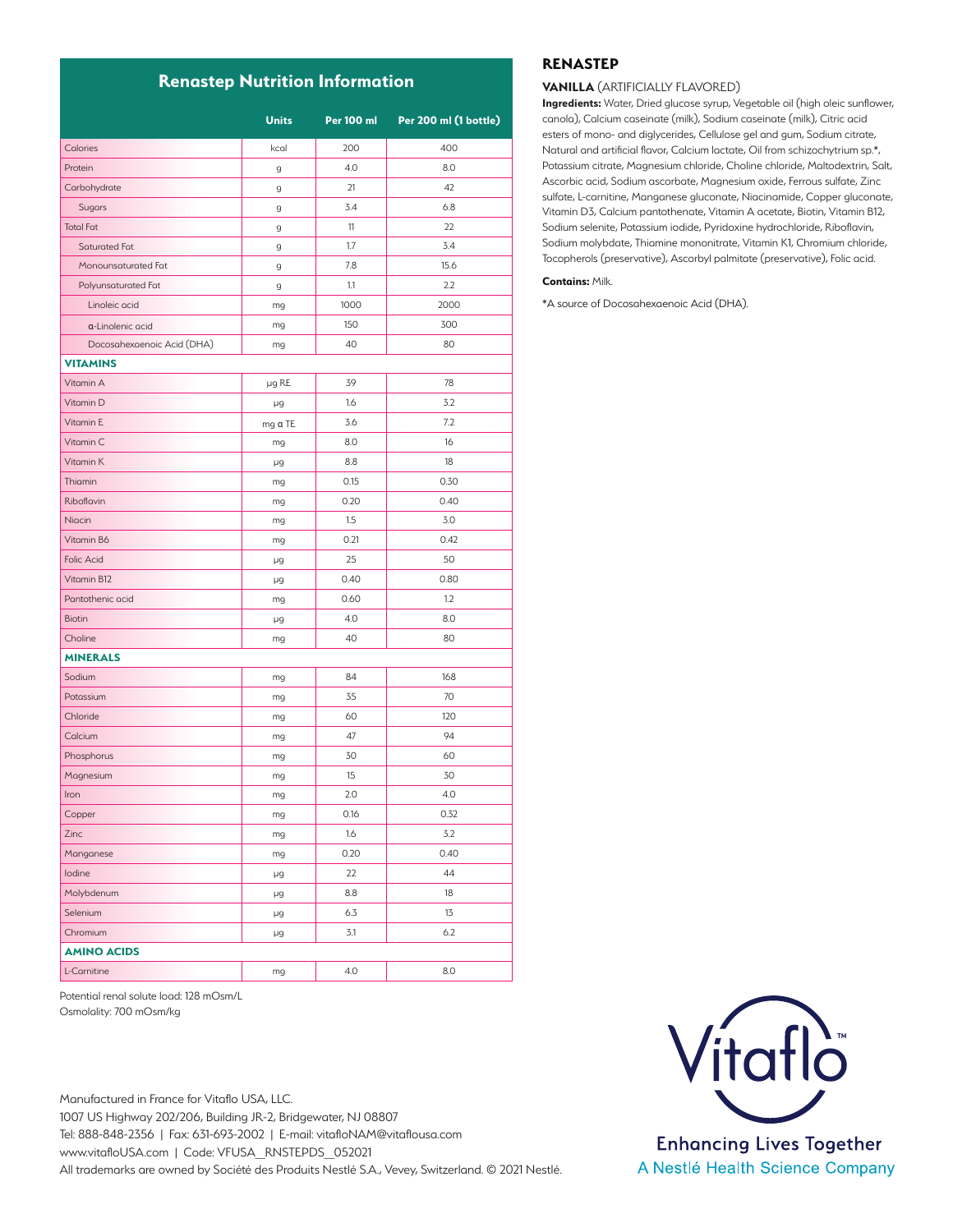## Renastep Nutrition Information

| | Units | Per 100 ml | Per 200 ml (1 bottle) |
|---|---|---|---|
| Calories | kcal | 200 | 400 |
| Protein | g | 4.0 | 8.0 |
| Carbohydrate | g | 21 | 42 |
| Sugars | g | 3.4 | 6.8 |
| Total Fat | g | 11 | 22 |
| Saturated Fat | g | 1.7 | 3.4 |
| Monounsaturated Fat | g | 7.8 | 15.6 |
| Polyunsaturated Fat | g | 1.1 | 2.2 |
| Linoleic acid | mg | 1000 | 2000 |
| α-Linolenic acid | mg | 150 | 300 |
| Docosahexaenoic Acid (DHA) | mg | 40 | 80 |
| **VITAMINS** | | | |
| Vitamin A | μg RE | 39 | 78 |
| Vitamin D | μg | 1.6 | 3.2 |
| Vitamin E | mg α TE | 3.6 | 7.2 |
| Vitamin C | mg | 8.0 | 16 |
| Vitamin K | μg | 8.8 | 18 |
| Thiamin | mg | 0.15 | 0.30 |
| Riboflavin | mg | 0.20 | 0.40 |
| Niacin | mg | 1.5 | 3.0 |
| Vitamin B6 | mg | 0.21 | 0.42 |
| Folic Acid | μg | 25 | 50 |
| Vitamin B12 | μg | 0.40 | 0.80 |
| Pantothenic acid | mg | 0.60 | 1.2 |
| Biotin | μg | 4.0 | 8.0 |
| Choline | mg | 40 | 80 |
| **MINERALS** | | | |
| Sodium | mg | 84 | 168 |
| Potassium | mg | 35 | 70 |
| Chloride | mg | 60 | 120 |
| Calcium | mg | 47 | 94 |
| Phosphorus | mg | 30 | 60 |
| Magnesium | mg | 15 | 30 |
| Iron | mg | 2.0 | 4.0 |
| Copper | mg | 0.16 | 0.32 |
| Zinc | mg | 1.6 | 3.2 |
| Manganese | mg | 0.20 | 0.40 |
| Iodine | μg | 22 | 44 |
| Molybdenum | μg | 8.8 | 18 |
| Selenium | μg | 6.3 | 13 |
| Chromium | μg | 3.1 | 6.2 |
| **AMINO ACIDS** | | | |
| L-Carnitine | mg | 4.0 | 8.0 |

Potential renal solute load: 128 mOsm/L
Osmolality: 700 mOsm/kg

## RENASTEP

**VANILLA** (ARTIFICIALLY FLAVORED)

**Ingredients:** Water, Dried glucose syrup, Vegetable oil (high oleic sunflower, canola), Calcium caseinate (milk), Sodium caseinate (milk), Citric acid esters of mono- and diglycerides, Cellulose gel and gum, Sodium citrate, Natural and artificial flavor, Calcium lactate, Oil from schizochytrium sp.*, Potassium citrate, Magnesium chloride, Choline chloride, Maltodextrin, Salt, Ascorbic acid, Sodium ascorbate, Magnesium oxide, Ferrous sulfate, Zinc sulfate, L-carnitine, Manganese gluconate, Niacinamide, Copper gluconate, Vitamin D3, Calcium pantothenate, Vitamin A acetate, Biotin, Vitamin B12, Sodium selenite, Potassium iodide, Pyridoxine hydrochloride, Riboflavin, Sodium molybdate, Thiamine mononitrate, Vitamin K1, Chromium chloride, Tocopherols (preservative), Ascorbyl palmitate (preservative), Folic acid.

**Contains:** Milk.

*A source of Docosahexaenoic Acid (DHA).

Manufactured in France for Vitaflo USA, LLC.
1007 US Highway 202/206, Building JR-2, Bridgewater, NJ 08807
Tel: 888-848-2356 | Fax: 631-693-2002 | E-mail: vitafloNAM@vitaflousa.com
www.vitafloUSA.com | Code: VFUSA_RNSTEPDS_052021
All trademarks are owned by Société des Produits Nestlé S.A., Vevey, Switzerland. © 2021 Nestlé.

Vitaflo™

Enhancing Lives Together
A Nestlé Health Science Company